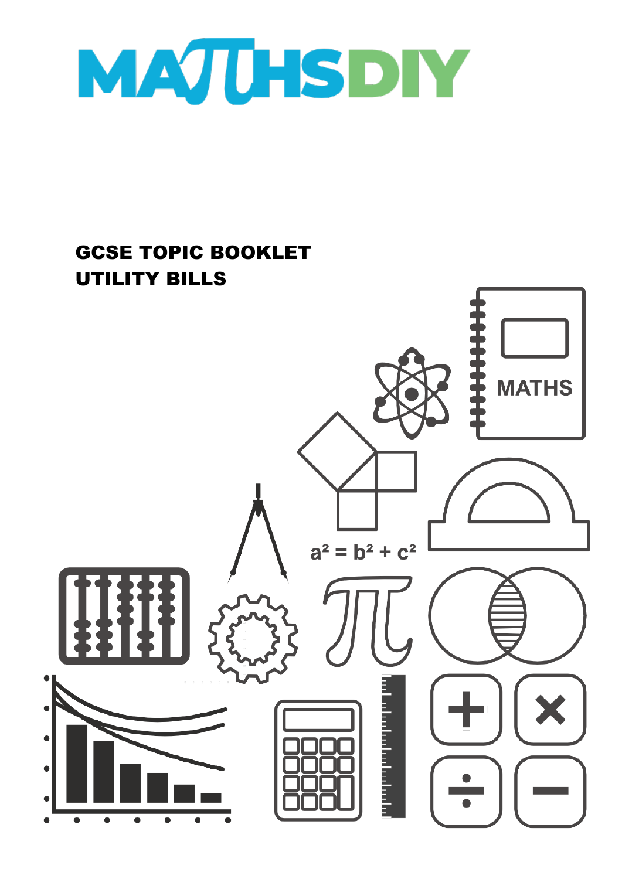# MATHSDIY

## GCSE TOPIC BOOKLET
## UTILITY BILLS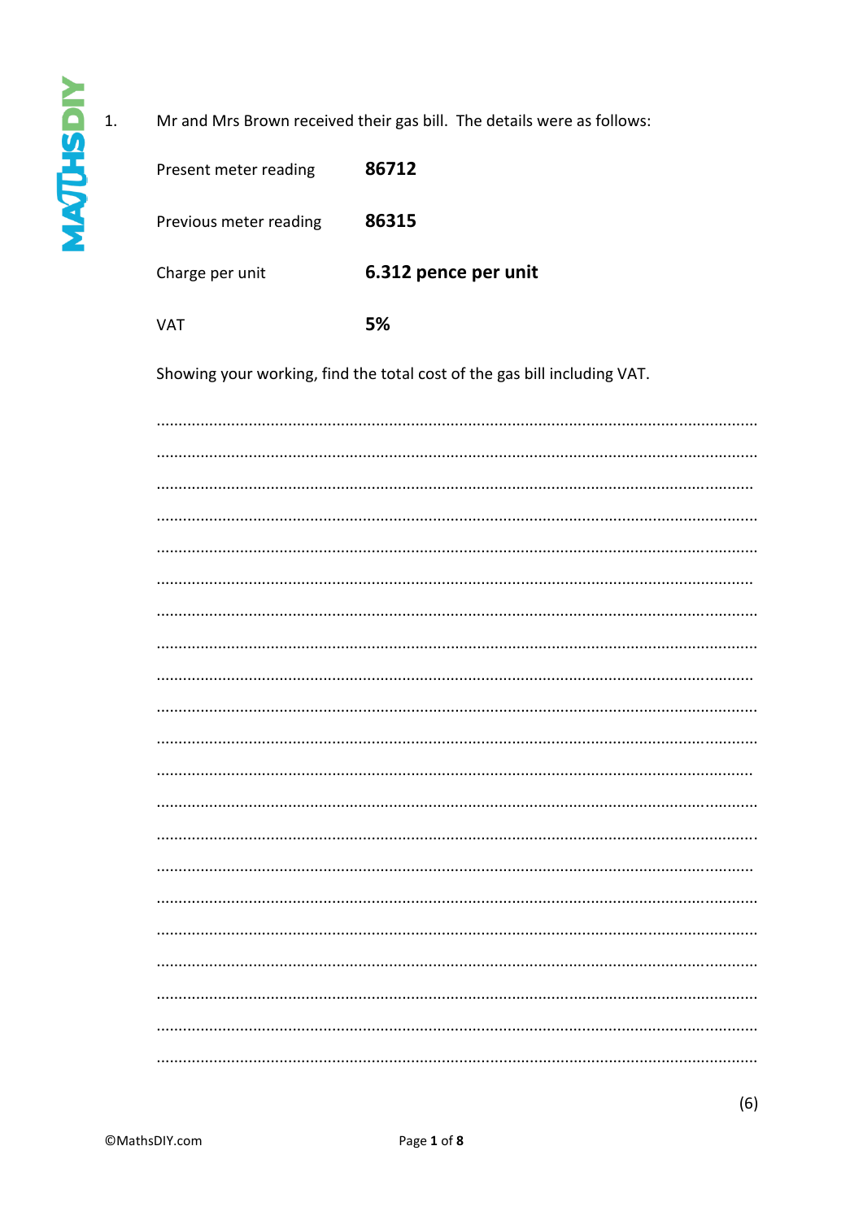1. Mr and Mrs Brown received their gas bill. The details were as follows:

| | |
|---|---|
| Present meter reading | **86712** |
| Previous meter reading | **86315** |
| Charge per unit | **6.312 pence per unit** |
| VAT | **5%** |

Showing your working, find the total cost of the gas bill including VAT.

.......................................................................................................................................

.......................................................................................................................................

.......................................................................................................................................

.......................................................................................................................................

.......................................................................................................................................

.......................................................................................................................................

.......................................................................................................................................

.......................................................................................................................................

.......................................................................................................................................

.......................................................................................................................................

.......................................................................................................................................

.......................................................................................................................................

.......................................................................................................................................

.......................................................................................................................................

.......................................................................................................................................

.......................................................................................................................................

.......................................................................................................................................

.......................................................................................................................................

.......................................................................................................................................

.......................................................................................................................................

.......................................................................................................................................

(6)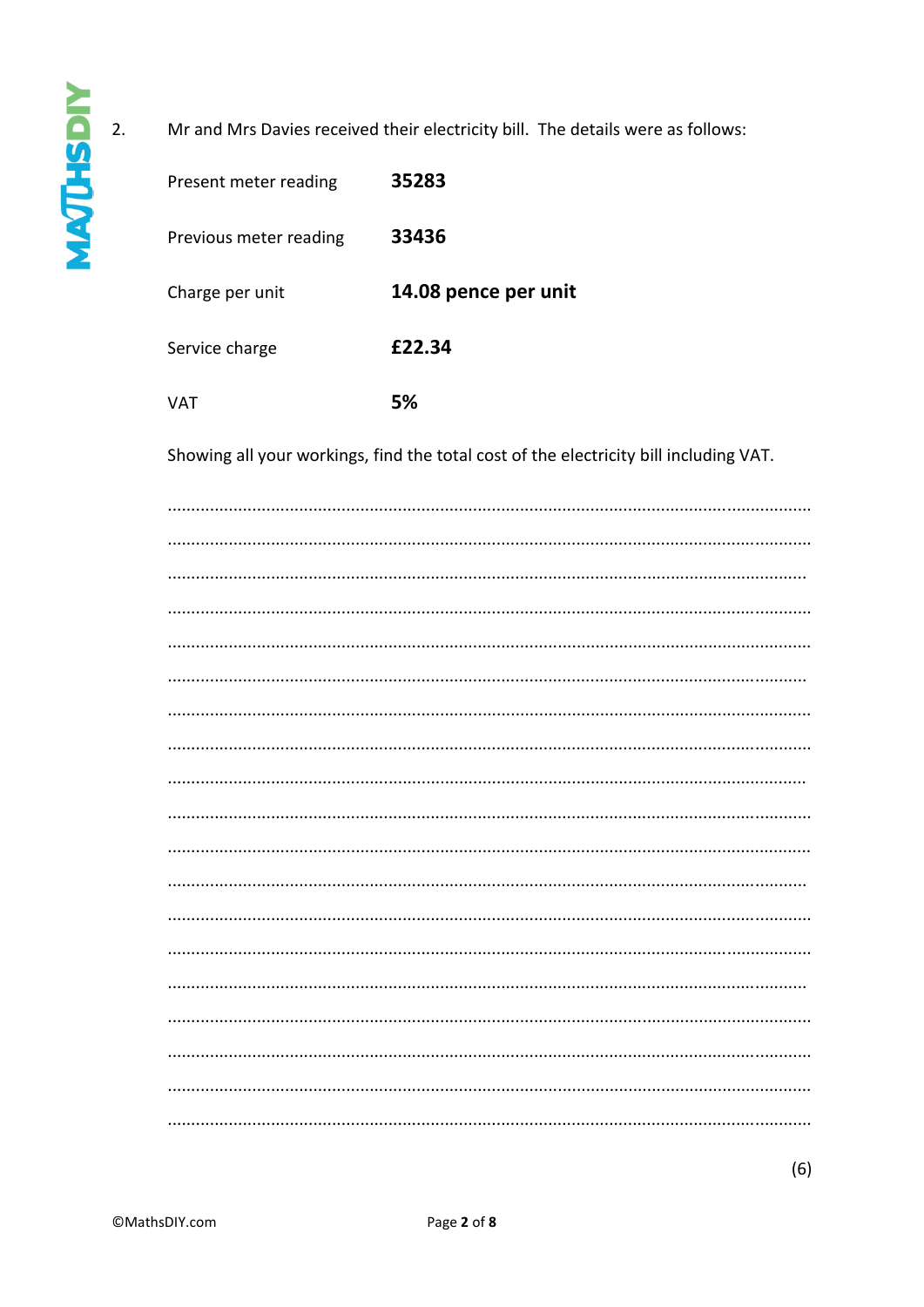2. Mr and Mrs Davies received their electricity bill. The details were as follows:

| | |
|---|---|
| Present meter reading | **35283** |
| Previous meter reading | **33436** |
| Charge per unit | **14.08 pence per unit** |
| Service charge | **£22.34** |
| VAT | **5%** |

Showing all your workings, find the total cost of the electricity bill including VAT.

(6)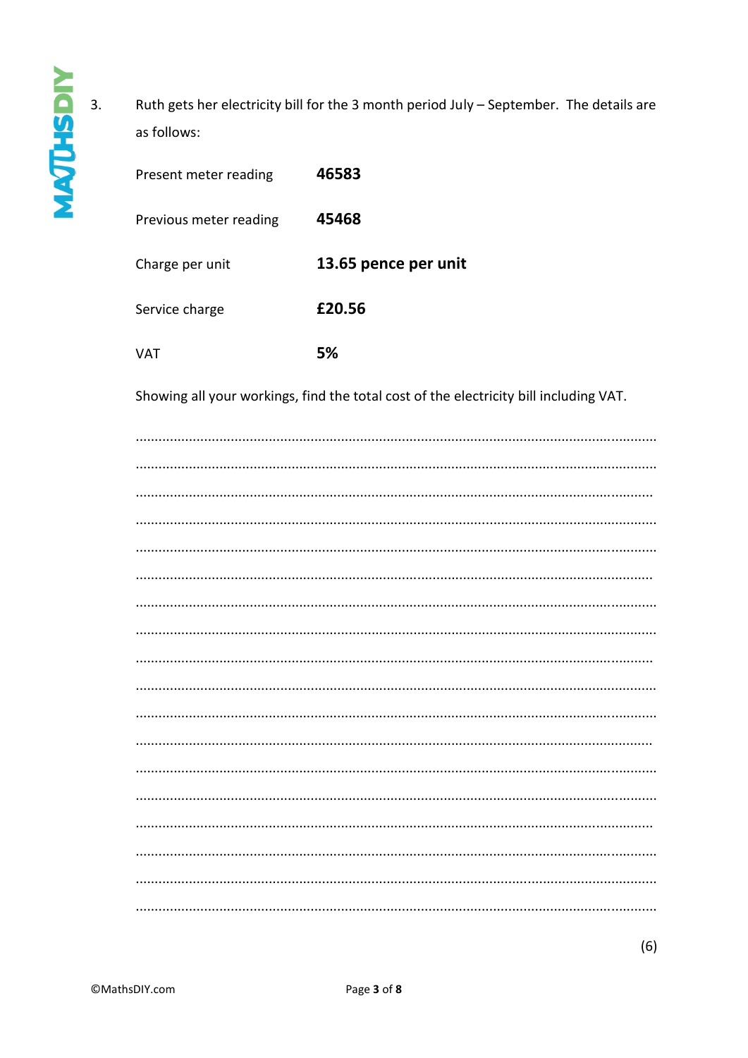3. Ruth gets her electricity bill for the 3 month period July – September. The details are as follows:

| | |
|---|---|
| Present meter reading | **46583** |
| Previous meter reading | **45468** |
| Charge per unit | **13.65 pence per unit** |
| Service charge | **£20.56** |
| VAT | **5%** |

Showing all your workings, find the total cost of the electricity bill including VAT.

..............................................................................................................................................

..............................................................................................................................................

..............................................................................................................................................

..............................................................................................................................................

..............................................................................................................................................

..............................................................................................................................................

..............................................................................................................................................

..............................................................................................................................................

..............................................................................................................................................

..............................................................................................................................................

..............................................................................................................................................

..............................................................................................................................................

..............................................................................................................................................

..............................................................................................................................................

..............................................................................................................................................

..............................................................................................................................................

..............................................................................................................................................

..............................................................................................................................................

(6)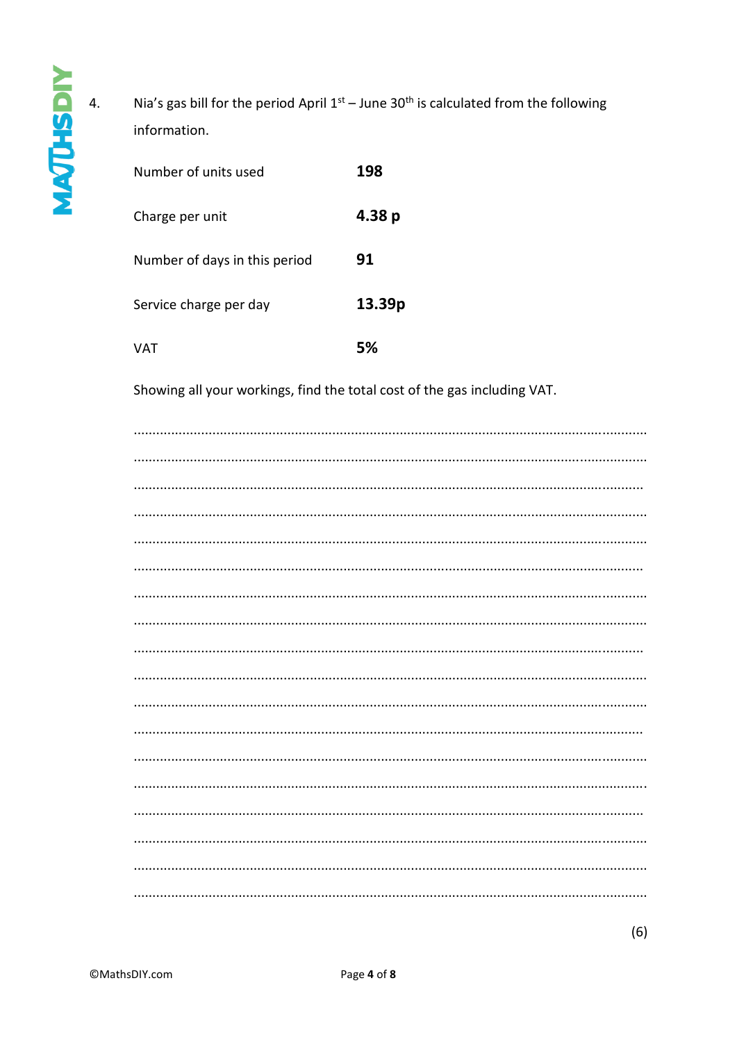4. Nia's gas bill for the period April 1st – June 30th is calculated from the following information.

| | |
|---|---|
| Number of units used | **198** |
| Charge per unit | **4.38 p** |
| Number of days in this period | **91** |
| Service charge per day | **13.39p** |
| VAT | **5%** |

Showing all your workings, find the total cost of the gas including VAT.

..............................................................................................................................

..............................................................................................................................

..............................................................................................................................

..............................................................................................................................

..............................................................................................................................

..............................................................................................................................

..............................................................................................................................

..............................................................................................................................

..............................................................................................................................

..............................................................................................................................

..............................................................................................................................

..............................................................................................................................

..............................................................................................................................

..............................................................................................................................

..............................................................................................................................

..............................................................................................................................

..............................................................................................................................

..............................................................................................................................

(6)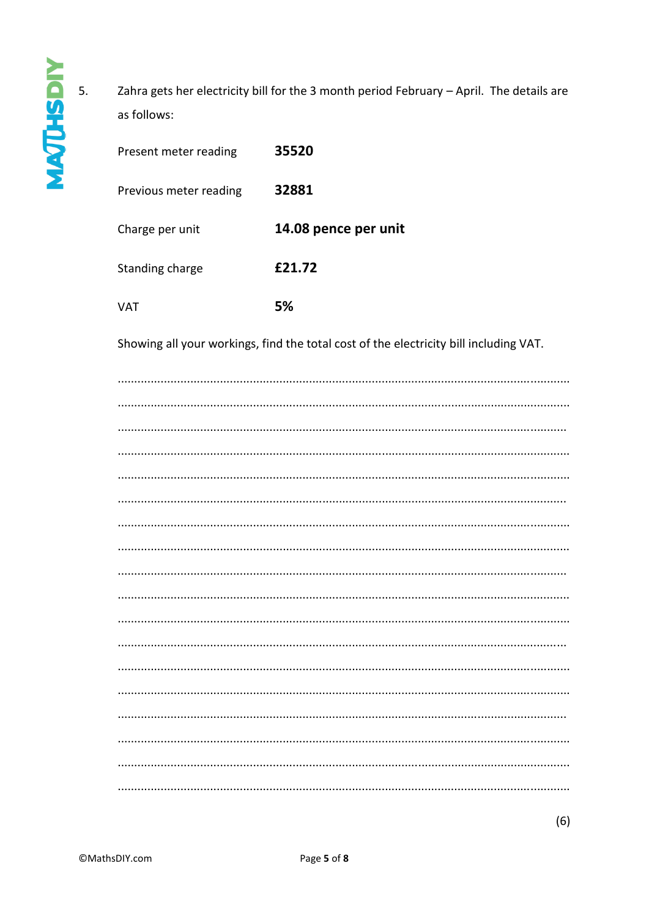5. Zahra gets her electricity bill for the 3 month period February – April. The details are as follows:

| | |
|---|---|
| Present meter reading | **35520** |
| Previous meter reading | **32881** |
| Charge per unit | **14.08 pence per unit** |
| Standing charge | **£21.72** |
| VAT | **5%** |

Showing all your workings, find the total cost of the electricity bill including VAT.

.......................................................................................................................................

.......................................................................................................................................

.......................................................................................................................................

.......................................................................................................................................

.......................................................................................................................................

.......................................................................................................................................

.......................................................................................................................................

.......................................................................................................................................

.......................................................................................................................................

.......................................................................................................................................

.......................................................................................................................................

.......................................................................................................................................

.......................................................................................................................................

.......................................................................................................................................

.......................................................................................................................................

.......................................................................................................................................

.......................................................................................................................................

.......................................................................................................................................

(6)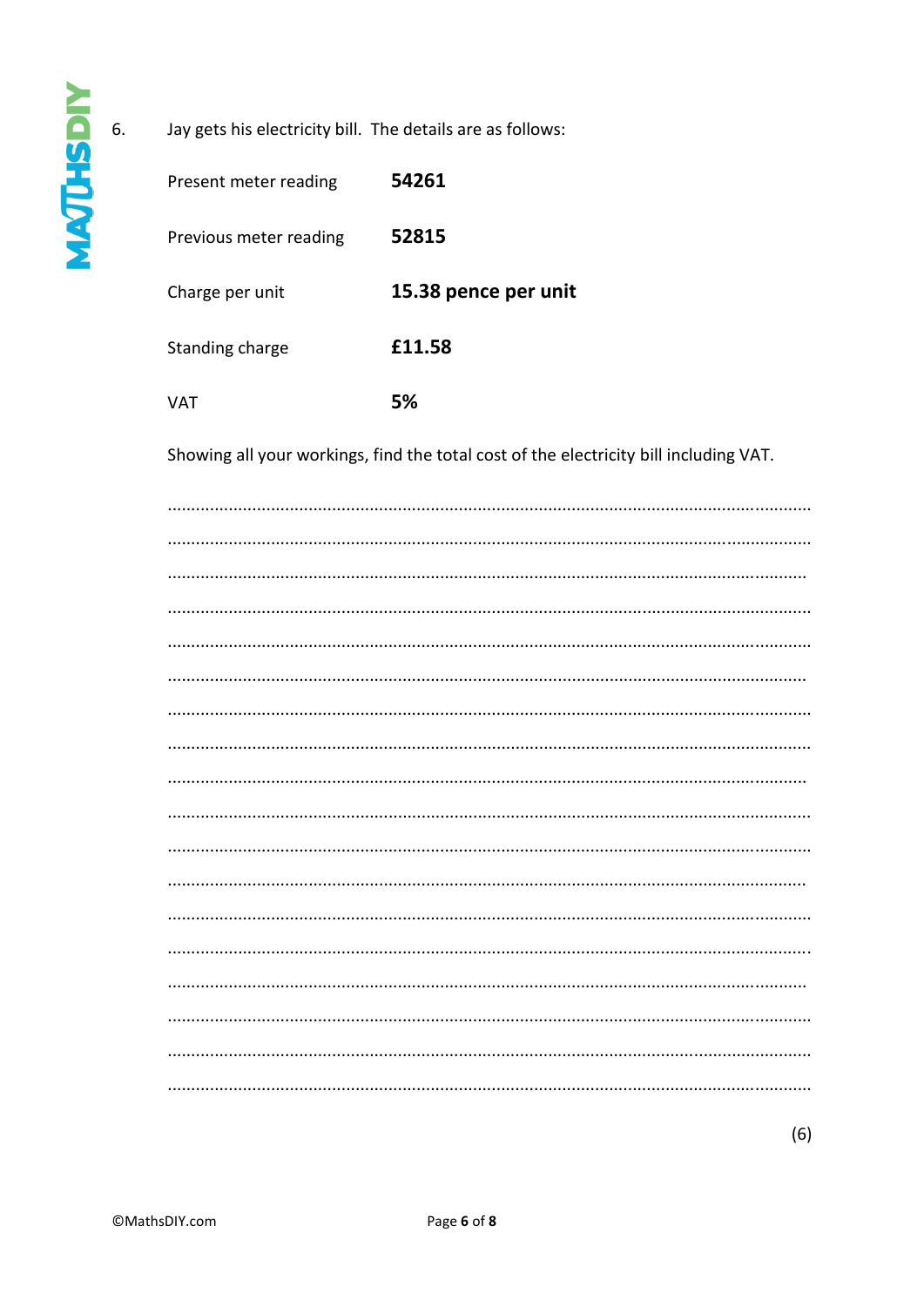6. Jay gets his electricity bill. The details are as follows:

| | |
|---|---|
| Present meter reading | **54261** |
| Previous meter reading | **52815** |
| Charge per unit | **15.38 pence per unit** |
| Standing charge | **£11.58** |
| VAT | **5%** |

Showing all your workings, find the total cost of the electricity bill including VAT.

..........................................................................................................................................

..........................................................................................................................................

..........................................................................................................................................

..........................................................................................................................................

..........................................................................................................................................

..........................................................................................................................................

..........................................................................................................................................

..........................................................................................................................................

..........................................................................................................................................

..........................................................................................................................................

..........................................................................................................................................

..........................................................................................................................................

..........................................................................................................................................

..........................................................................................................................................

..........................................................................................................................................

..........................................................................................................................................

..........................................................................................................................................

..........................................................................................................................................

(6)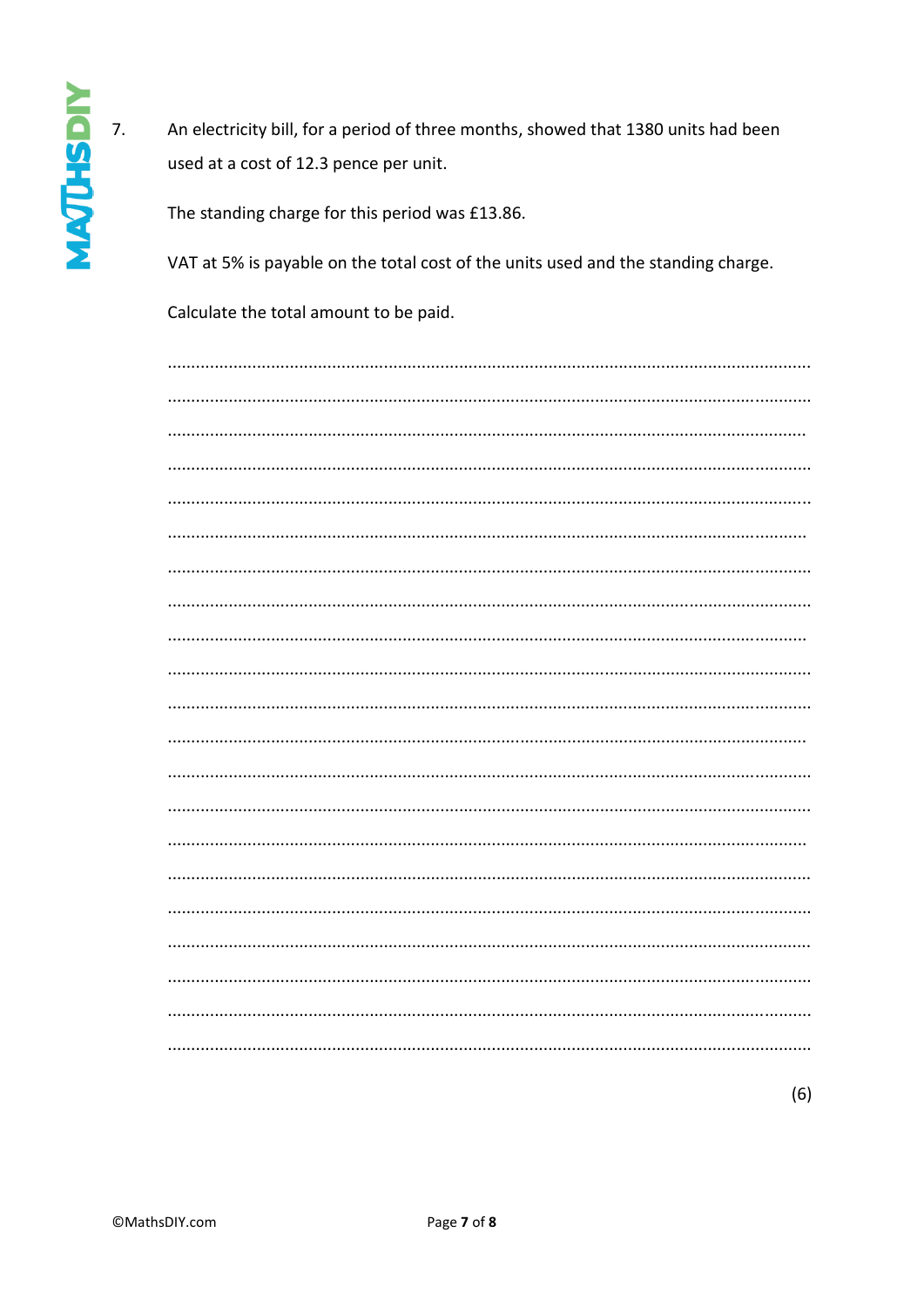7. An electricity bill, for a period of three months, showed that 1380 units had been used at a cost of 12.3 pence per unit.

   The standing charge for this period was £13.86.

   VAT at 5% is payable on the total cost of the units used and the standing charge.

   Calculate the total amount to be paid.

(6)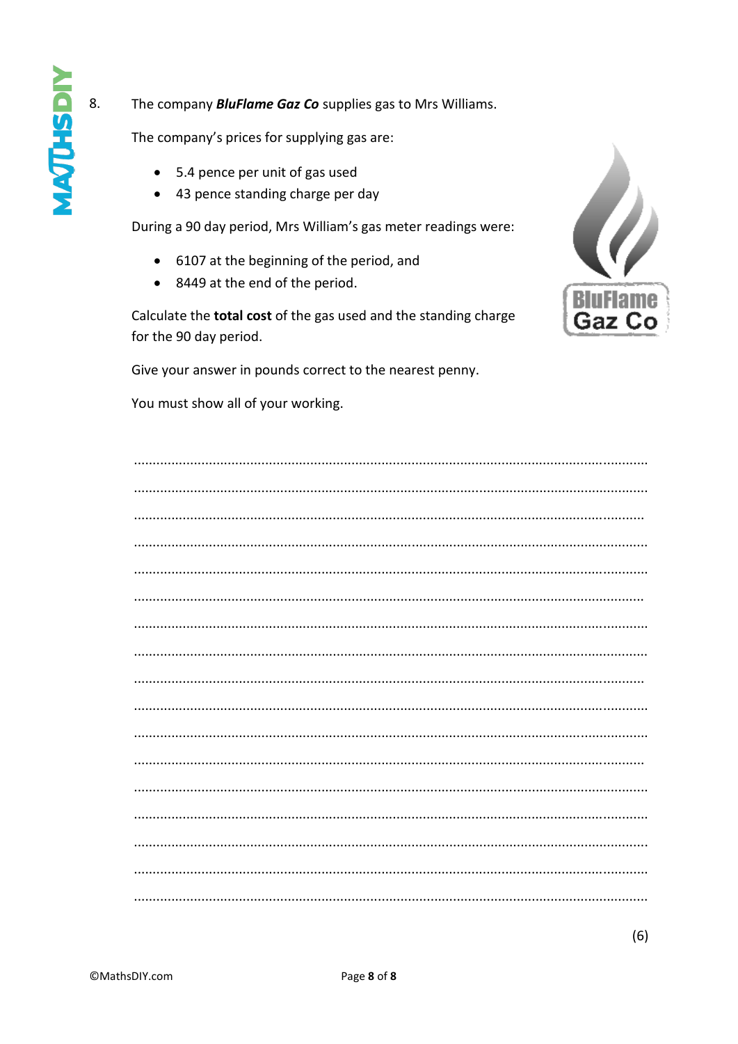8. The company ***BluFlame Gaz Co*** supplies gas to Mrs Williams.

The company's prices for supplying gas are:

- 5.4 pence per unit of gas used
- 43 pence standing charge per day

During a 90 day period, Mrs William's gas meter readings were:

- 6107 at the beginning of the period, and
- 8449 at the end of the period.

Calculate the **total cost** of the gas used and the standing charge for the 90 day period.

Give your answer in pounds correct to the nearest penny.

You must show all of your working.

......................................................................................................................................

......................................................................................................................................

......................................................................................................................................

......................................................................................................................................

......................................................................................................................................

......................................................................................................................................

......................................................................................................................................

......................................................................................................................................

......................................................................................................................................

......................................................................................................................................

......................................................................................................................................

......................................................................................................................................

......................................................................................................................................

......................................................................................................................................

......................................................................................................................................

......................................................................................................................................

......................................................................................................................................

(6)